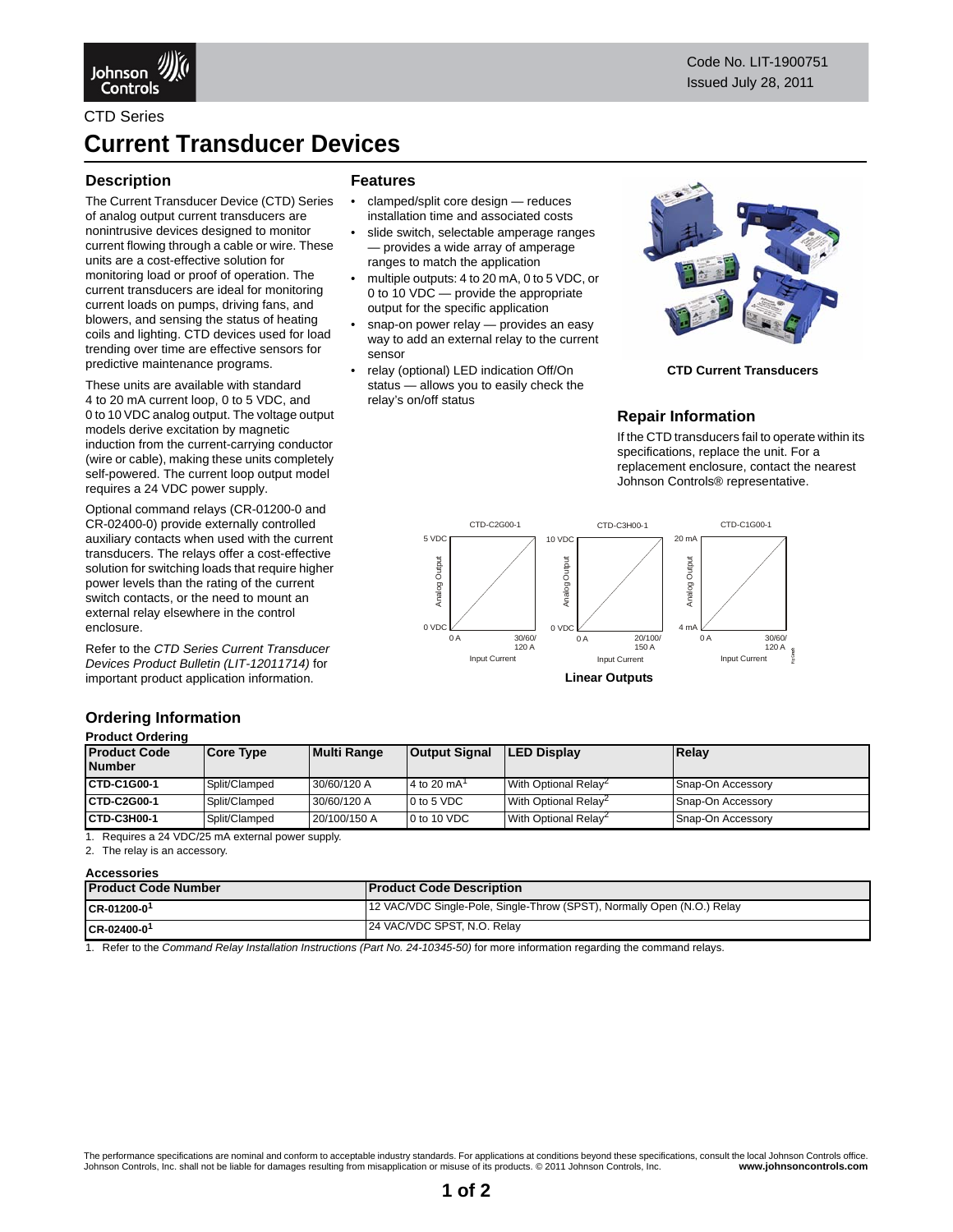Code No. LIT-1900751
Issued July 28, 2011

CTD Series

# Current Transducer Devices

## Description

The Current Transducer Device (CTD) Series of analog output current transducers are nonintrusive devices designed to monitor current flowing through a cable or wire. These units are a cost-effective solution for monitoring load or proof of operation. The current transducers are ideal for monitoring current loads on pumps, driving fans, and blowers, and sensing the status of heating coils and lighting. CTD devices used for load trending over time are effective sensors for predictive maintenance programs.

These units are available with standard 4 to 20 mA current loop, 0 to 5 VDC, and 0 to 10 VDC analog output. The voltage output models derive excitation by magnetic induction from the current-carrying conductor (wire or cable), making these units completely self-powered. The current loop output model requires a 24 VDC power supply.

Optional command relays (CR-01200-0 and CR-02400-0) provide externally controlled auxiliary contacts when used with the current transducers. The relays offer a cost-effective solution for switching loads that require higher power levels than the rating of the current switch contacts, or the need to mount an external relay elsewhere in the control enclosure.

Refer to the *CTD Series Current Transducer Devices Product Bulletin (LIT-12011714)* for important product application information.

## Features

- clamped/split core design — reduces installation time and associated costs
- slide switch, selectable amperage ranges — provides a wide array of amperage ranges to match the application
- multiple outputs: 4 to 20 mA, 0 to 5 VDC, or 0 to 10 VDC — provide the appropriate output for the specific application
- snap-on power relay — provides an easy way to add an external relay to the current sensor
- relay (optional) LED indication Off/On status — allows you to easily check the relay's on/off status

**CTD Current Transducers**

## Repair Information

If the CTD transducers fail to operate within its specifications, replace the unit. For a replacement enclosure, contact the nearest Johnson Controls® representative.

CTD-C2G00-1: 5 VDC / 0 VDC, Analog Output; 0 A to 30/60/120 A, Input Current
CTD-C3H00-1: 10 VDC / 0 VDC, Analog Output; 0 A to 20/100/150 A, Input Current
CTD-C1G00-1: 20 mA / 4 mA, Analog Output; 0 A to 30/60/120 A, Input Current

**Linear Outputs**

## Ordering Information

**Product Ordering**

| Product Code Number | Core Type | Multi Range | Output Signal | LED Display | Relay |
|---|---|---|---|---|---|
| **CTD-C1G00-1** | Split/Clamped | 30/60/120 A | 4 to 20 mA[1] | With Optional Relay[2] | Snap-On Accessory |
| **CTD-C2G00-1** | Split/Clamped | 30/60/120 A | 0 to 5 VDC | With Optional Relay[2] | Snap-On Accessory |
| **CTD-C3H00-1** | Split/Clamped | 20/100/150 A | 0 to 10 VDC | With Optional Relay[2] | Snap-On Accessory |

1. Requires a 24 VDC/25 mA external power supply.
2. The relay is an accessory.

**Accessories**

| Product Code Number | Product Code Description |
|---|---|
| **CR-01200-0**[1] | 12 VAC/VDC Single-Pole, Single-Throw (SPST), Normally Open (N.O.) Relay |
| **CR-02400-0**[1] | 24 VAC/VDC SPST, N.O. Relay |

1. Refer to the *Command Relay Installation Instructions (Part No. 24-10345-50)* for more information regarding the command relays.

The performance specifications are nominal and conform to acceptable industry standards. For applications at conditions beyond these specifications, consult the local Johnson Controls office. Johnson Controls, Inc. shall not be liable for damages resulting from misapplication or misuse of its products. © 2011 Johnson Controls, Inc. **www.johnsoncontrols.com**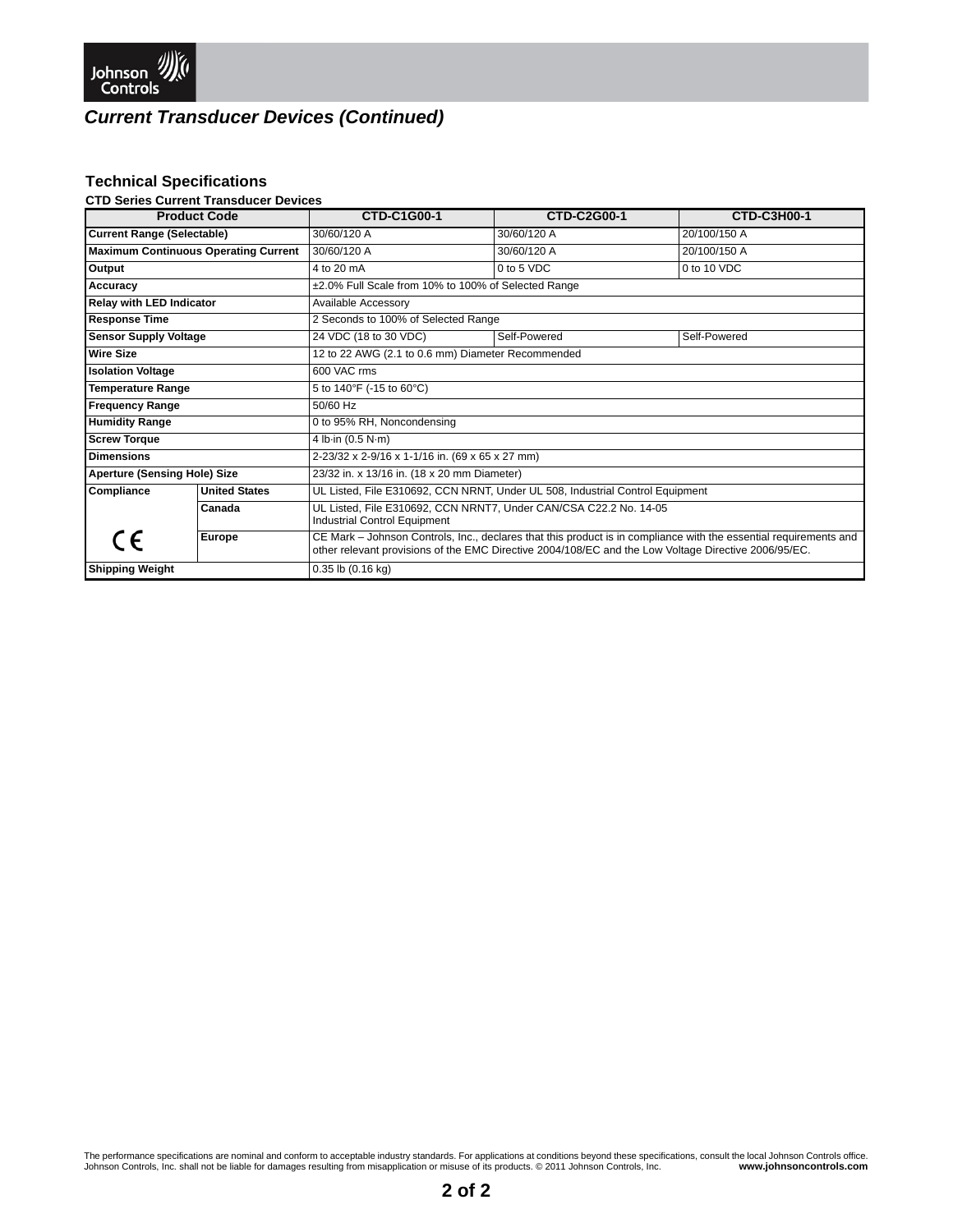## Current Transducer Devices (Continued)

### Technical Specifications

**CTD Series Current Transducer Devices**

| Product Code | | CTD-C1G00-1 | CTD-C2G00-1 | CTD-C3H00-1 |
|---|---|---|---|---|
| **Current Range (Selectable)** | | 30/60/120 A | 30/60/120 A | 20/100/150 A |
| **Maximum Continuous Operating Current** | | 30/60/120 A | 30/60/120 A | 20/100/150 A |
| **Output** | | 4 to 20 mA | 0 to 5 VDC | 0 to 10 VDC |
| **Accuracy** | | ±2.0% Full Scale from 10% to 100% of Selected Range | | |
| **Relay with LED Indicator** | | Available Accessory | | |
| **Response Time** | | 2 Seconds to 100% of Selected Range | | |
| **Sensor Supply Voltage** | | 24 VDC (18 to 30 VDC) | Self-Powered | Self-Powered |
| **Wire Size** | | 12 to 22 AWG (2.1 to 0.6 mm) Diameter Recommended | | |
| **Isolation Voltage** | | 600 VAC rms | | |
| **Temperature Range** | | 5 to 140°F (-15 to 60°C) | | |
| **Frequency Range** | | 50/60 Hz | | |
| **Humidity Range** | | 0 to 95% RH, Noncondensing | | |
| **Screw Torque** | | 4 lb·in (0.5 N·m) | | |
| **Dimensions** | | 2-23/32 x 2-9/16 x 1-1/16 in. (69 x 65 x 27 mm) | | |
| **Aperture (Sensing Hole) Size** | | 23/32 in. x 13/16 in. (18 x 20 mm Diameter) | | |
| **Compliance** | **United States** | UL Listed, File E310692, CCN NRNT, Under UL 508, Industrial Control Equipment | | |
| | **Canada** | UL Listed, File E310692, CCN NRNT7, Under CAN/CSA C22.2 No. 14-05 Industrial Control Equipment | | |
| CE | **Europe** | CE Mark – Johnson Controls, Inc., declares that this product is in compliance with the essential requirements and other relevant provisions of the EMC Directive 2004/108/EC and the Low Voltage Directive 2006/95/EC. | | |
| **Shipping Weight** | | 0.35 lb (0.16 kg) | | |

The performance specifications are nominal and conform to acceptable industry standards. For applications at conditions beyond these specifications, consult the local Johnson Controls office. Johnson Controls, Inc. shall not be liable for damages resulting from misapplication or misuse of its products. © 2011 Johnson Controls, Inc. **www.johnsoncontrols.com**